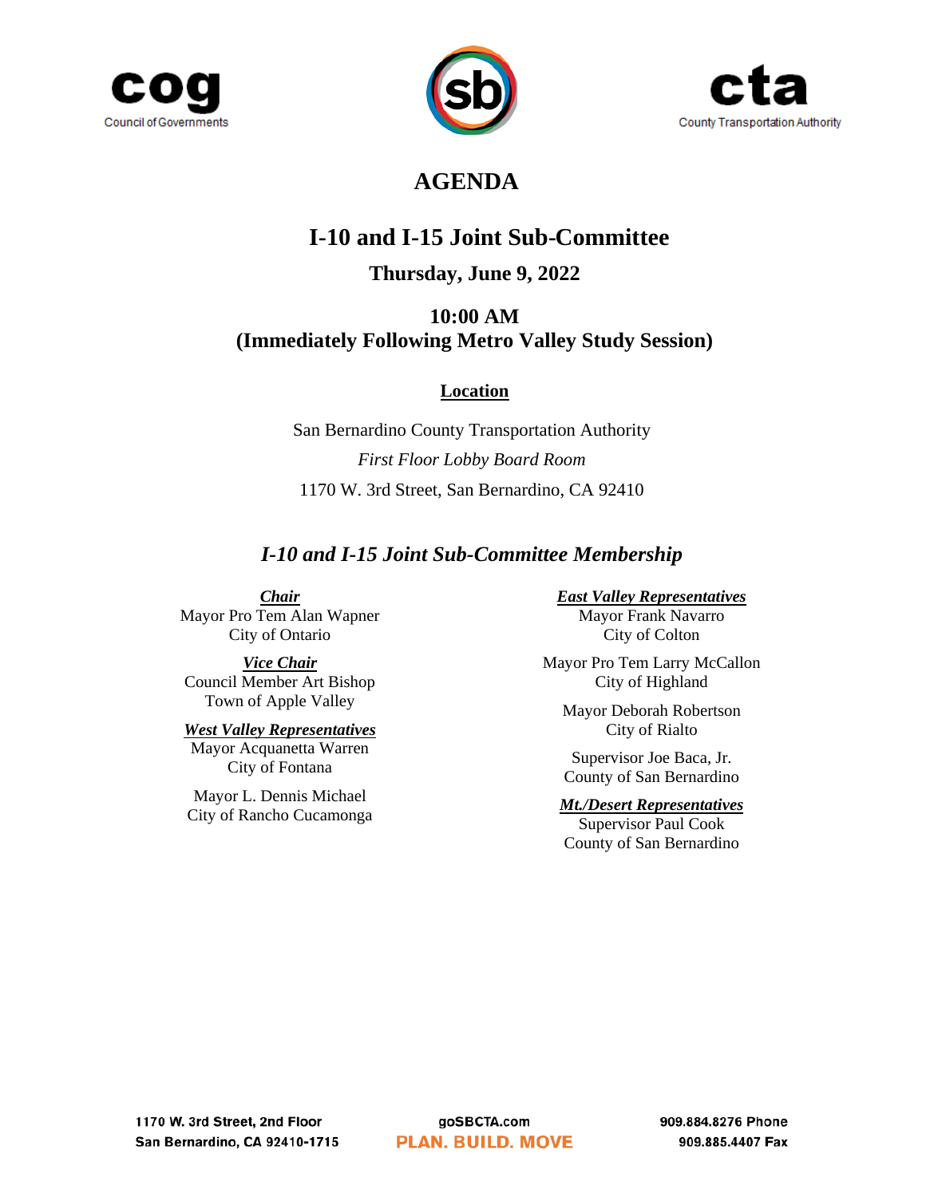cog
Council of Governments

cta
County Transportation Authority

# AGENDA

## I-10 and I-15 Joint Sub-Committee

**Thursday, June 9, 2022**

**10:00 AM**
**(Immediately Following Metro Valley Study Session)**

**Location**

San Bernardino County Transportation Authority
*First Floor Lobby Board Room*
1170 W. 3rd Street, San Bernardino, CA 92410

### *I-10 and I-15 Joint Sub-Committee Membership*

***Chair***
Mayor Pro Tem Alan Wapner
City of Ontario

***Vice Chair***
Council Member Art Bishop
Town of Apple Valley

***West Valley Representatives***
Mayor Acquanetta Warren
City of Fontana

Mayor L. Dennis Michael
City of Rancho Cucamonga

***East Valley Representatives***
Mayor Frank Navarro
City of Colton

Mayor Pro Tem Larry McCallon
City of Highland

Mayor Deborah Robertson
City of Rialto

Supervisor Joe Baca, Jr.
County of San Bernardino

***Mt./Desert Representatives***
Supervisor Paul Cook
County of San Bernardino

1170 W. 3rd Street, 2nd Floor
San Bernardino, CA 92410-1715

goSBCTA.com
PLAN. BUILD. MOVE

909.884.8276 Phone
909.885.4407 Fax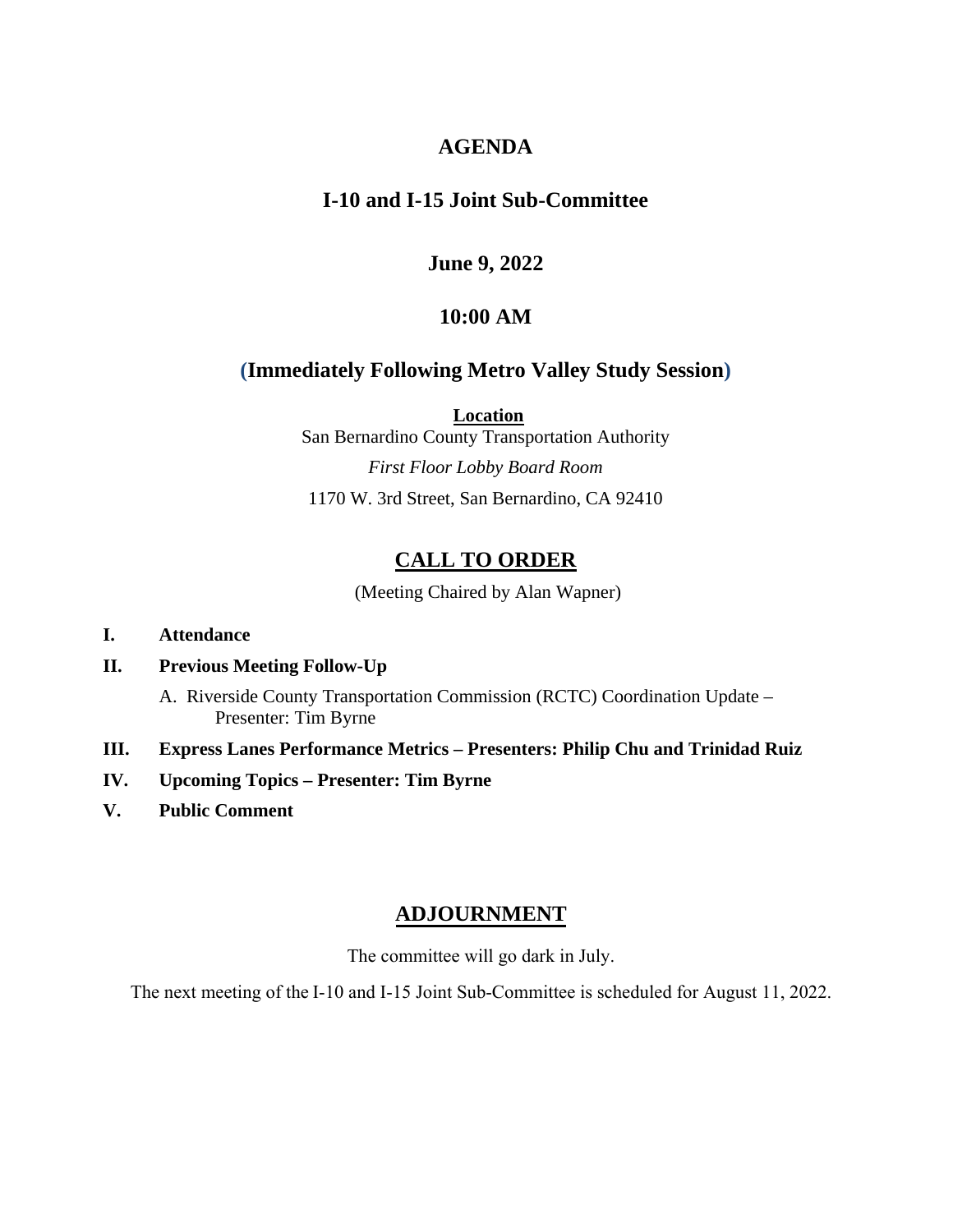# AGENDA

## I-10 and I-15 Joint Sub-Committee

### June 9, 2022

### 10:00 AM

### (Immediately Following Metro Valley Study Session)

**Location**

San Bernardino County Transportation Authority

*First Floor Lobby Board Room*

1170 W. 3rd Street, San Bernardino, CA 92410

## CALL TO ORDER

(Meeting Chaired by Alan Wapner)

**I. Attendance**

**II. Previous Meeting Follow-Up**

A. Riverside County Transportation Commission (RCTC) Coordination Update – Presenter: Tim Byrne

**III. Express Lanes Performance Metrics – Presenters: Philip Chu and Trinidad Ruiz**

**IV. Upcoming Topics – Presenter: Tim Byrne**

**V. Public Comment**

## ADJOURNMENT

The committee will go dark in July.

The next meeting of the I-10 and I-15 Joint Sub-Committee is scheduled for August 11, 2022.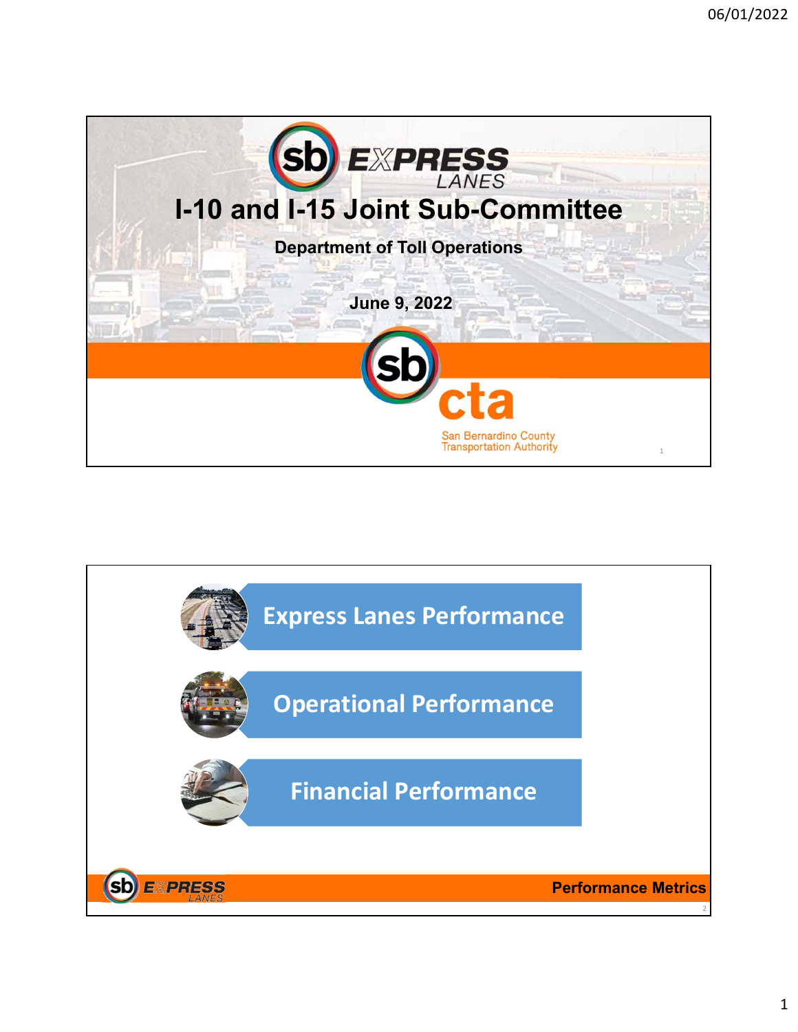# I-10 and I-15 Joint Sub-Committee

**Department of Toll Operations**

**June 9, 2022**

San Bernardino County Transportation Authority

---

## Performance Metrics

- Express Lanes Performance
- Operational Performance
- Financial Performance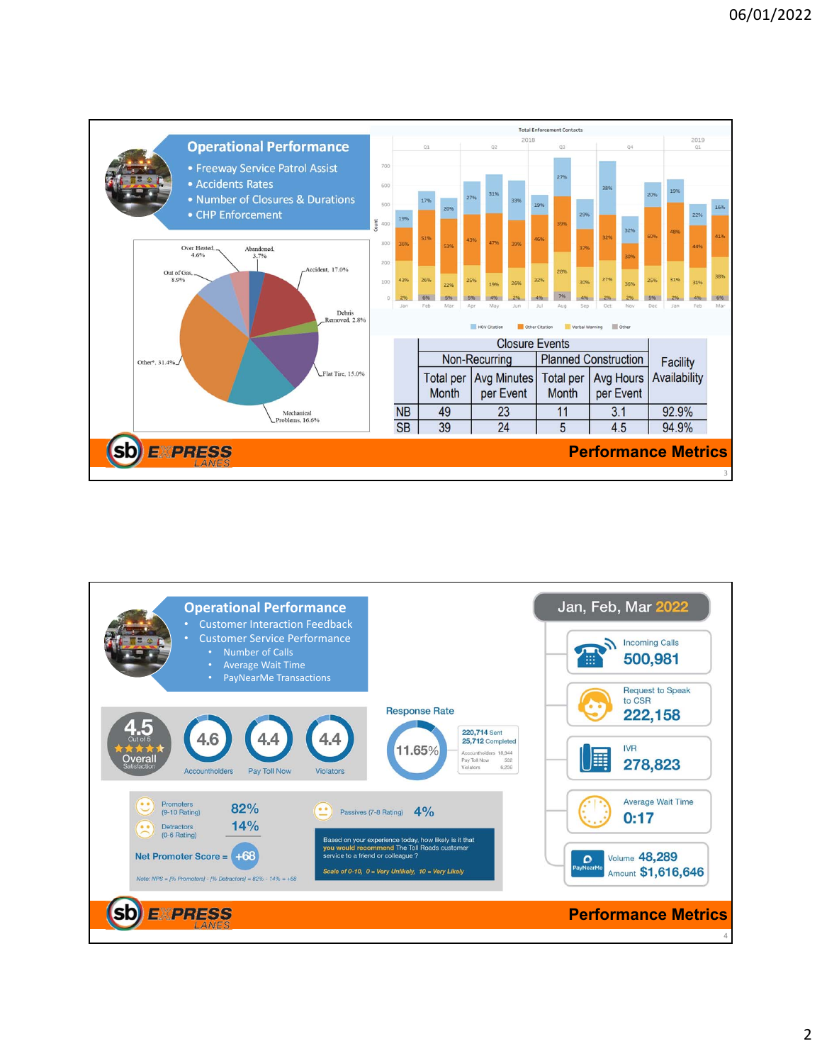## Operational Performance

- Freeway Service Patrol Assist
- Accidents Rates
- Number of Closures & Durations
- CHP Enforcement

Over Heated, 4.6%; Abandoned, 3.7%; Out of Gas, 8.9%; Accident, 17.0%; Debris Removed, 2.8%; Other*, 31.4%; Flat Tire, 15.0%; Mechanical Problems, 16.6%

Total Enforcement Contacts

| | Closure Events | | | | Facility Availability |
|---|---|---|---|---|---|
| | Non-Recurring | | Planned Construction | | |
| | Total per Month | Avg Minutes per Event | Total per Month | Avg Hours per Event | |
| NB | 49 | 23 | 11 | 3.1 | 92.9% |
| SB | 39 | 24 | 5 | 4.5 | 94.9% |

**Performance Metrics**

## Operational Performance

- Customer Interaction Feedback
- Customer Service Performance
  - Number of Calls
  - Average Wait Time
  - PayNearMe Transactions

4.5 Out of 5 Overall Satisfaction

4.6 Accountholders | 4.4 Pay Toll Now | 4.4 Violators

Response Rate: 11.65%

220,714 Sent
25,712 Completed
Accountholders 18,944
Pay Toll Now 532
Violators 6,236

Promoters (9-10 Rating) 82%
Detractors (0-6 Rating) 14%
Passives (7-8 Rating) 4%

Net Promoter Score = +68

*Note: NPS = [% Promoters] - [% Detractors] = 82% - 14% = +68*

Based on your experience today, how likely is it that **you would recommend** The Toll Roads customer service to a friend or colleague?

*Scale of 0-10, 0 = Very Unlikely, 10 = Very Likely*

### Jan, Feb, Mar 2022

- Incoming Calls: 500,981
- Request to Speak to CSR: 222,158
- IVR: 278,823
- Average Wait Time: 0:17
- PayNearMe — Volume: 48,289; Amount: $1,616,646

**Performance Metrics**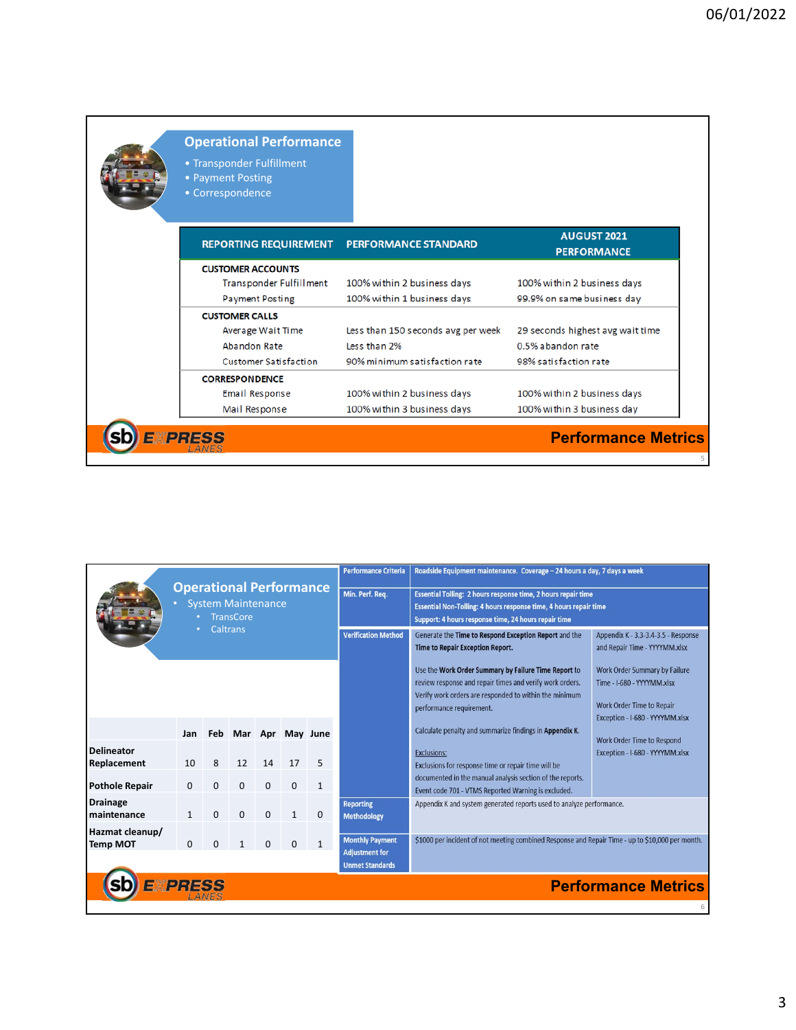## Operational Performance

- Transponder Fulfillment
- Payment Posting
- Correspondence

| REPORTING REQUIREMENT | PERFORMANCE STANDARD | AUGUST 2021 PERFORMANCE |
|---|---|---|
| **CUSTOMER ACCOUNTS** | | |
| Transponder Fulfillment | 100% within 2 business days | 100% within 2 business days |
| Payment Posting | 100% within 1 business days | 99.9% on same business day |
| **CUSTOMER CALLS** | | |
| Average Wait Time | Less than 150 seconds avg per week | 29 seconds highest avg wait time |
| Abandon Rate | Less than 2% | 0.5% abandon rate |
| Customer Satisfaction | 90% minimum satisfaction rate | 98% satisfaction rate |
| **CORRESPONDENCE** | | |
| Email Response | 100% within 2 business days | 100% within 2 business days |
| Mail Response | 100% within 3 business days | 100% within 3 business day |

sb EXPRESS LANES — **Performance Metrics**

## Operational Performance

- System Maintenance
  - TransCore
  - Caltrans

| | Jan | Feb | Mar | Apr | May | June |
|---|---|---|---|---|---|---|
| Delineator Replacement | 10 | 8 | 12 | 14 | 17 | 5 |
| Pothole Repair | 0 | 0 | 0 | 0 | 0 | 1 |
| Drainage maintenance | 1 | 0 | 0 | 0 | 1 | 0 |
| Hazmat cleanup/ Temp MOT | 0 | 0 | 1 | 0 | 0 | 1 |

| Performance Criteria | Roadside Equipment maintenance. Coverage – 24 hours a day, 7 days a week | |
|---|---|---|
| Min. Perf. Req. | Essential Tolling: 2 hours response time, 2 hours repair time<br>Essential Non-Tolling: 4 hours response time, 4 hours repair time<br>Support: 4 hours response time, 24 hours repair time | |
| Verification Method | Generate the **Time to Respond Exception Report** and the **Time to Repair Exception Report.**<br><br>Use the **Work Order Summary by Failure Time Report** to review response and repair times and verify work orders. Verify work orders are responded to within the minimum performance requirement.<br><br>Calculate penalty and summarize findings in **Appendix K.**<br><br>Exclusions:<br>Exclusions for response time or repair time will be documented in the manual analysis section of the reports.<br>Event code 701 - VTMS Reported Warning is excluded. | Appendix K - 3.3-3.4-3.5 - Response and Repair Time - YYYYMM.xlsx<br><br>Work Order Summary by Failure Time - I-680 - YYYYMM.xlsx<br><br>Work Order Time to Repair Exception - I-680 - YYYYMM.xlsx<br><br>Work Order Time to Respond Exception - I-680 - YYYYMM.xlsx |
| Reporting Methodology | Appendix K and system generated reports used to analyze performance. | |
| Monthly Payment Adjustment for Unmet Standards | $1000 per incident of not meeting combined Response and Repair Time - up to $10,000 per month. | |

sb EXPRESS LANES — **Performance Metrics**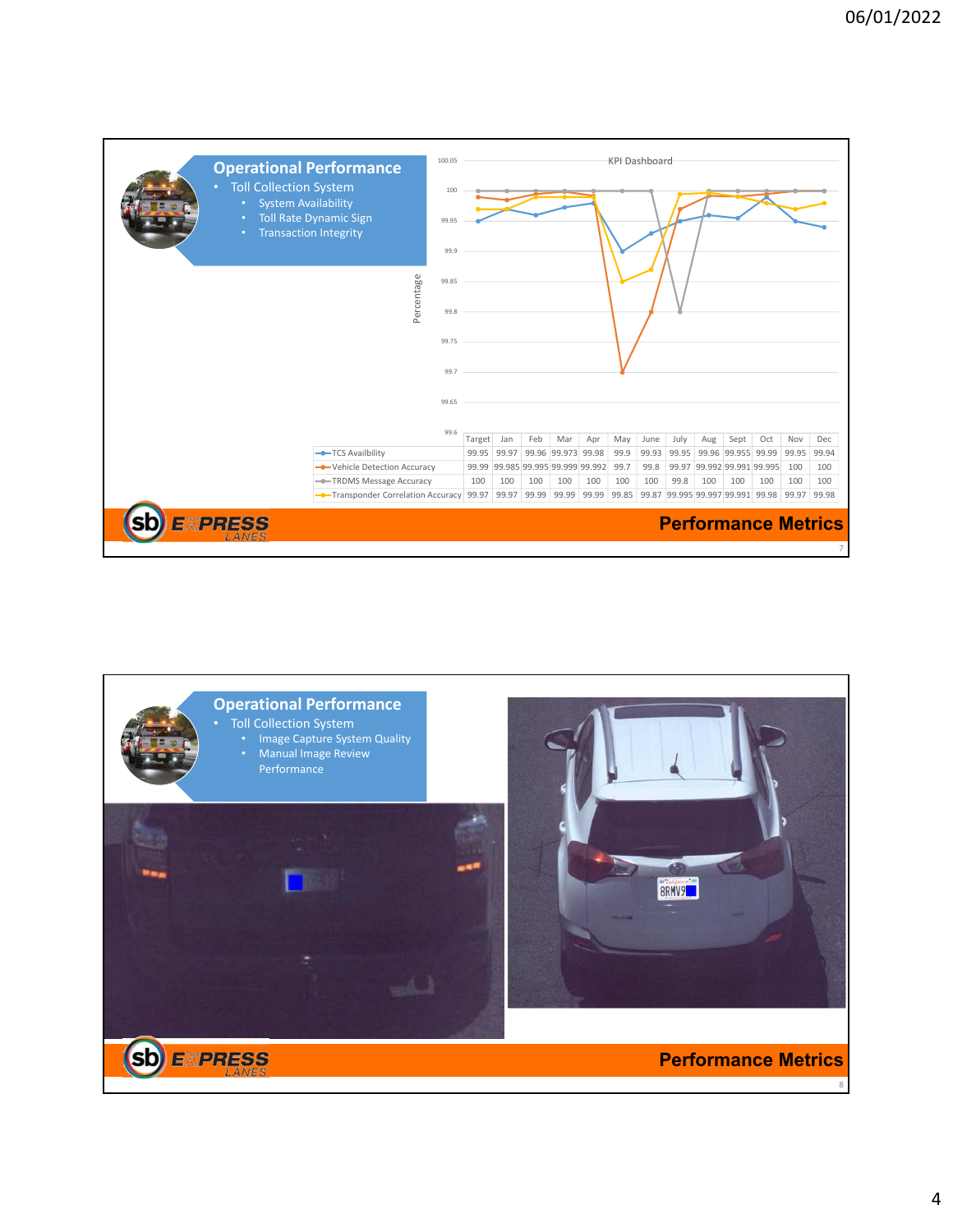## Operational Performance

- Toll Collection System
  - System Availability
  - Toll Rate Dynamic Sign
  - Transaction Integrity

KPI Dashboard

| | Target | Jan | Feb | Mar | Apr | May | June | July | Aug | Sept | Oct | Nov | Dec |
|---|---|---|---|---|---|---|---|---|---|---|---|---|---|
| TCS Availbility | 99.95 | 99.97 | 99.96 | 99.973 | 99.98 | 99.9 | 99.93 | 99.95 | 99.96 | 99.955 | 99.99 | 99.95 | 99.94 |
| Vehicle Detection Accuracy | 99.99 | 99.985 | 99.995 | 99.999 | 99.992 | 99.7 | 99.8 | 99.97 | 99.992 | 99.991 | 99.995 | 100 | 100 |
| TRDMS Message Accuracy | 100 | 100 | 100 | 100 | 100 | 100 | 100 | 99.8 | 100 | 100 | 100 | 100 | 100 |
| Transponder Correlation Accuracy | 99.97 | 99.97 | 99.99 | 99.99 | 99.99 | 99.85 | 99.87 | 99.995 | 99.997 | 99.991 | 99.98 | 99.97 | 99.98 |

**Performance Metrics**

## Operational Performance

- Toll Collection System
  - Image Capture System Quality
  - Manual Image Review Performance

**Performance Metrics**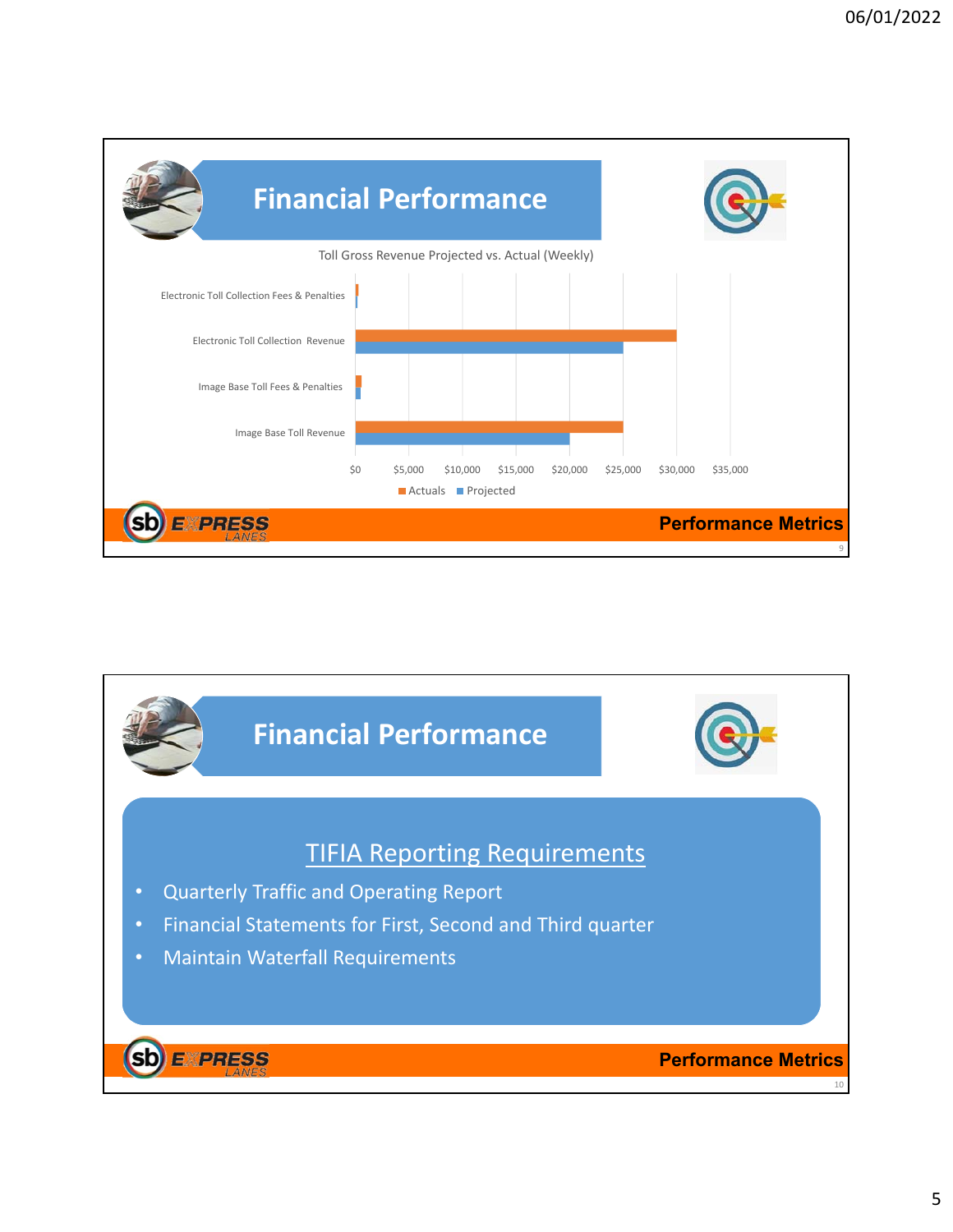## Financial Performance

Toll Gross Revenue Projected vs. Actual (Weekly)

| Category | Actuals | Projected |
|---|---|---|
| Electronic Toll Collection Fees & Penalties | ~$250 | ~$150 |
| Electronic Toll Collection Revenue | ~$30,000 | ~$25,000 |
| Image Base Toll Fees & Penalties | ~$500 | ~$500 |
| Image Base Toll Revenue | ~$25,000 | ~$20,000 |

**Performance Metrics**

## Financial Performance

### TIFIA Reporting Requirements

- Quarterly Traffic and Operating Report
- Financial Statements for First, Second and Third quarter
- Maintain Waterfall Requirements

**Performance Metrics**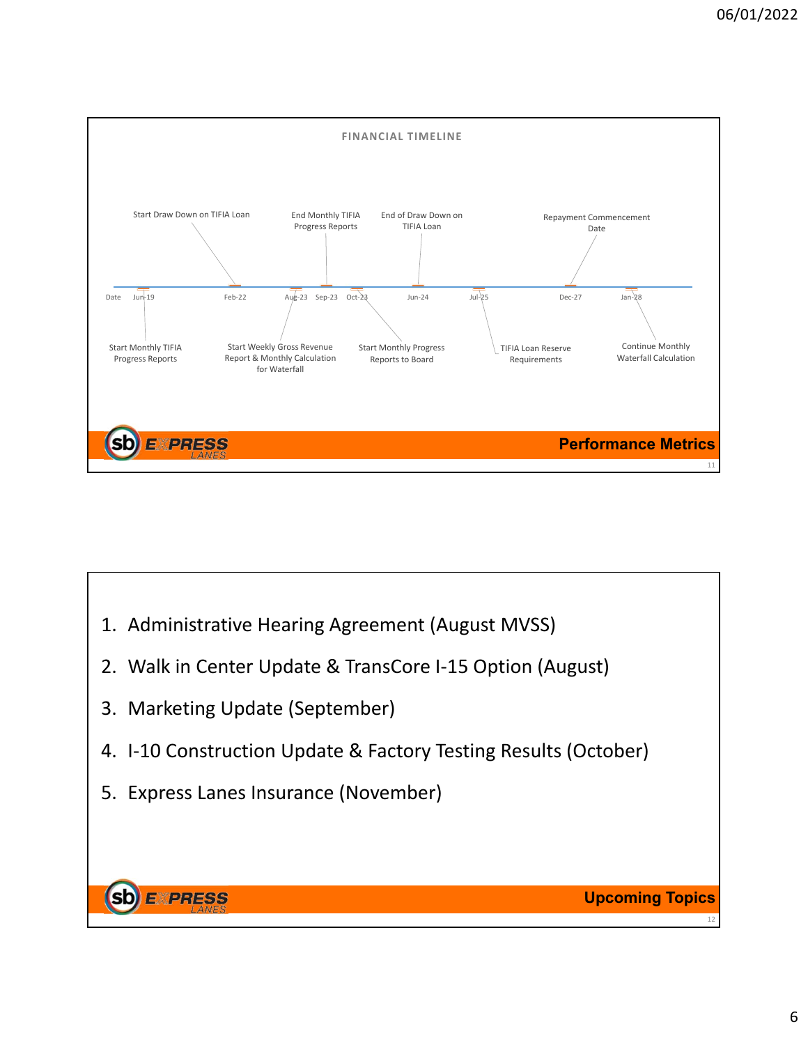## FINANCIAL TIMELINE

Date — Jun-19 — Feb-22 — Aug-23 — Sep-23 — Oct-23 — Jun-24 — Jul-25 — Dec-27 — Jan-28

Start Draw Down on TIFIA Loan

End Monthly TIFIA Progress Reports

End of Draw Down on TIFIA Loan

Repayment Commencement Date

Start Monthly TIFIA Progress Reports

Start Weekly Gross Revenue Report & Monthly Calculation for Waterfall

Start Monthly Progress Reports to Board

TIFIA Loan Reserve Requirements

Continue Monthly Waterfall Calculation

sb EXPRESS LANES

**Performance Metrics**

1. Administrative Hearing Agreement (August MVSS)
2. Walk in Center Update & TransCore I-15 Option (August)
3. Marketing Update (September)
4. I-10 Construction Update & Factory Testing Results (October)
5. Express Lanes Insurance (November)

sb EXPRESS LANES

**Upcoming Topics**